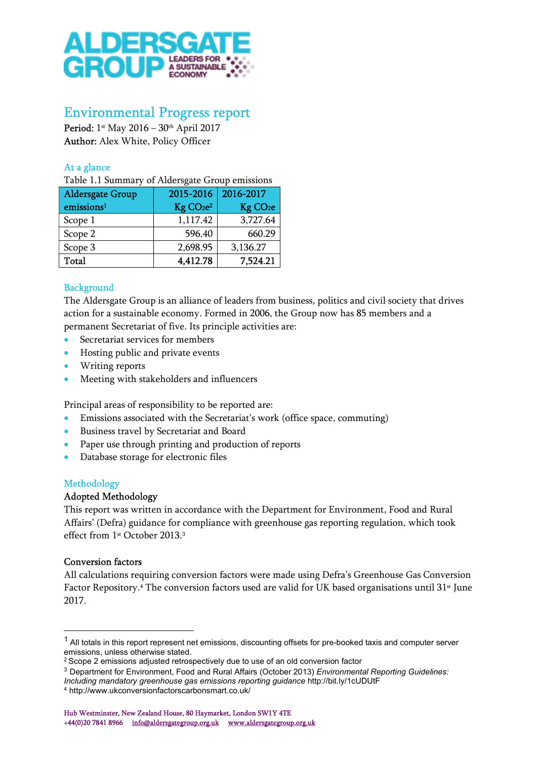# Environmental Progress report

**Period:** 1st May 2016 – 30th April 2017
**Author:** Alex White, Policy Officer

## At a glance

Table 1.1 Summary of Aldersgate Group emissions

| Aldersgate Group emissions[1] | 2015-2016 Kg $CO_2e$[2] | 2016-2017 Kg $CO_2e$ |
|---|---|---|
| Scope 1 | 1,117.42 | 3,727.64 |
| Scope 2 | 596.40 | 660.29 |
| Scope 3 | 2,698.95 | 3,136.27 |
| **Total** | **4,412.78** | **7,524.21** |

## Background

The Aldersgate Group is an alliance of leaders from business, politics and civil society that drives action for a sustainable economy. Formed in 2006, the Group now has 85 members and a permanent Secretariat of five. Its principle activities are:

- Secretariat services for members
- Hosting public and private events
- Writing reports
- Meeting with stakeholders and influencers

Principal areas of responsibility to be reported are:

- Emissions associated with the Secretariat's work (office space, commuting)
- Business travel by Secretariat and Board
- Paper use through printing and production of reports
- Database storage for electronic files

## Methodology

### Adopted Methodology

This report was written in accordance with the Department for Environment, Food and Rural Affairs' (Defra) guidance for compliance with greenhouse gas reporting regulation, which took effect from 1st October 2013.[3]

### Conversion factors

All calculations requiring conversion factors were made using Defra's Greenhouse Gas Conversion Factor Repository.[4] The conversion factors used are valid for UK based organisations until 31st June 2017.

---

[1] All totals in this report represent net emissions, discounting offsets for pre-booked taxis and computer server emissions, unless otherwise stated.

[2] Scope 2 emissions adjusted retrospectively due to use of an old conversion factor

[3] Department for Environment, Food and Rural Affairs (October 2013) *Environmental Reporting Guidelines: Including mandatory greenhouse gas emissions reporting guidance* http://bit.ly/1cUDUtF

[4] http://www.ukconversionfactorscarbonsmart.co.uk/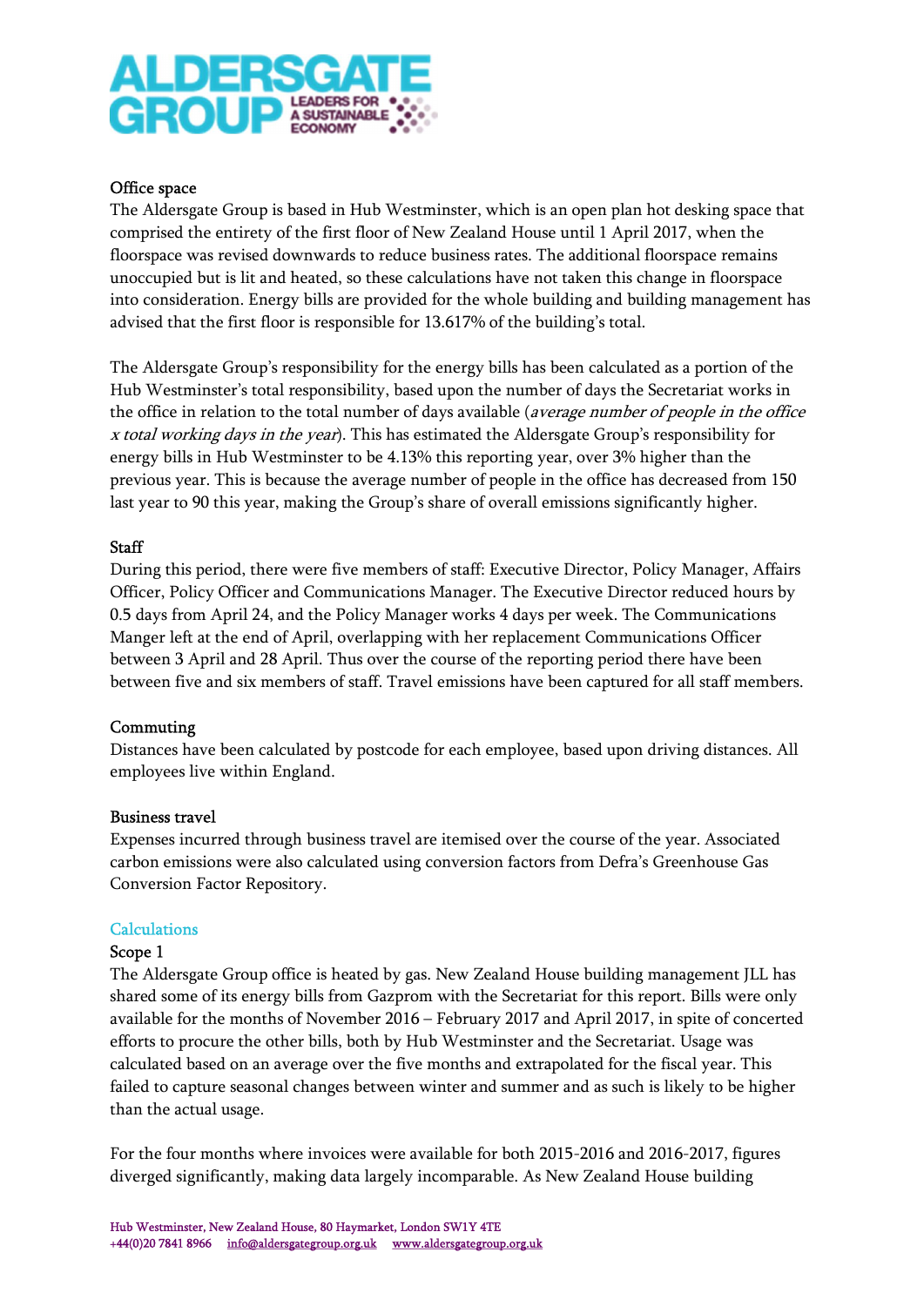### Office space

The Aldersgate Group is based in Hub Westminster, which is an open plan hot desking space that comprised the entirety of the first floor of New Zealand House until 1 April 2017, when the floorspace was revised downwards to reduce business rates. The additional floorspace remains unoccupied but is lit and heated, so these calculations have not taken this change in floorspace into consideration. Energy bills are provided for the whole building and building management has advised that the first floor is responsible for 13.617% of the building's total.

The Aldersgate Group's responsibility for the energy bills has been calculated as a portion of the Hub Westminster's total responsibility, based upon the number of days the Secretariat works in the office in relation to the total number of days available (*average number of people in the office x total working days in the year*). This has estimated the Aldersgate Group's responsibility for energy bills in Hub Westminster to be 4.13% this reporting year, over 3% higher than the previous year. This is because the average number of people in the office has decreased from 150 last year to 90 this year, making the Group's share of overall emissions significantly higher.

### Staff

During this period, there were five members of staff: Executive Director, Policy Manager, Affairs Officer, Policy Officer and Communications Manager. The Executive Director reduced hours by 0.5 days from April 24, and the Policy Manager works 4 days per week. The Communications Manger left at the end of April, overlapping with her replacement Communications Officer between 3 April and 28 April. Thus over the course of the reporting period there have been between five and six members of staff. Travel emissions have been captured for all staff members.

### Commuting

Distances have been calculated by postcode for each employee, based upon driving distances. All employees live within England.

### Business travel

Expenses incurred through business travel are itemised over the course of the year. Associated carbon emissions were also calculated using conversion factors from Defra's Greenhouse Gas Conversion Factor Repository.

## Calculations

### Scope 1

The Aldersgate Group office is heated by gas. New Zealand House building management JLL has shared some of its energy bills from Gazprom with the Secretariat for this report. Bills were only available for the months of November 2016 – February 2017 and April 2017, in spite of concerted efforts to procure the other bills, both by Hub Westminster and the Secretariat. Usage was calculated based on an average over the five months and extrapolated for the fiscal year. This failed to capture seasonal changes between winter and summer and as such is likely to be higher than the actual usage.

For the four months where invoices were available for both 2015-2016 and 2016-2017, figures diverged significantly, making data largely incomparable. As New Zealand House building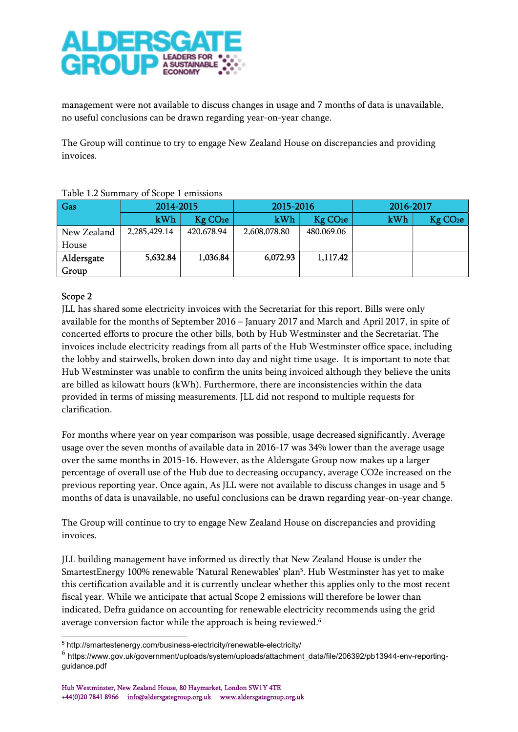management were not available to discuss changes in usage and 7 months of data is unavailable, no useful conclusions can be drawn regarding year-on-year change.

The Group will continue to try to engage New Zealand House on discrepancies and providing invoices.

Table 1.2 Summary of Scope 1 emissions

| Gas | 2014-2015 | | 2015-2016 | | 2016-2017 | |
|---|---|---|---|---|---|---|
| | kWh | Kg $CO_2e$ | kWh | Kg $CO_2e$ | kWh | Kg $CO_2e$ |
| New Zealand House | 2,285,429.14 | 420,678.94 | 2,608,078.80 | 480,069.06 | | |
| Aldersgate Group | 5,632.84 | 1,036.84 | 6,072.93 | 1,117.42 | | |

Scope 2

JLL has shared some electricity invoices with the Secretariat for this report. Bills were only available for the months of September 2016 – January 2017 and March and April 2017, in spite of concerted efforts to procure the other bills, both by Hub Westminster and the Secretariat. The invoices include electricity readings from all parts of the Hub Westminster office space, including the lobby and stairwells, broken down into day and night time usage. It is important to note that Hub Westminster was unable to confirm the units being invoiced although they believe the units are billed as kilowatt hours (kWh). Furthermore, there are inconsistencies within the data provided in terms of missing measurements. JLL did not respond to multiple requests for clarification.

For months where year on year comparison was possible, usage decreased significantly. Average usage over the seven months of available data in 2016-17 was 34% lower than the average usage over the same months in 2015-16. However, as the Aldersgate Group now makes up a larger percentage of overall use of the Hub due to decreasing occupancy, average CO2e increased on the previous reporting year. Once again, As JLL were not available to discuss changes in usage and 5 months of data is unavailable, no useful conclusions can be drawn regarding year-on-year change.

The Group will continue to try to engage New Zealand House on discrepancies and providing invoices.

JLL building management have informed us directly that New Zealand House is under the SmartestEnergy 100% renewable 'Natural Renewables' plan[5]. Hub Westminster has yet to make this certification available and it is currently unclear whether this applies only to the most recent fiscal year. While we anticipate that actual Scope 2 emissions will therefore be lower than indicated, Defra guidance on accounting for renewable electricity recommends using the grid average conversion factor while the approach is being reviewed.[6]

[5] http://smartestenergy.com/business-electricity/renewable-electricity/

[6] https://www.gov.uk/government/uploads/system/uploads/attachment_data/file/206392/pb13944-env-reporting-guidance.pdf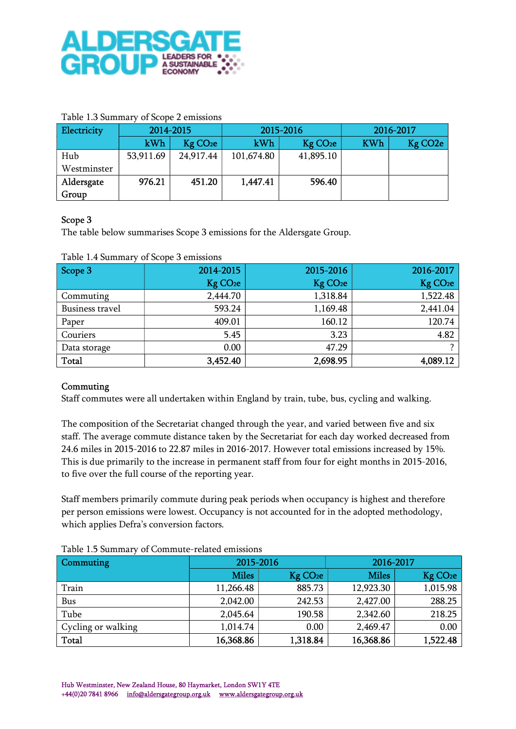Table 1.3 Summary of Scope 2 emissions

| Electricity | 2014-2015 | | 2015-2016 | | 2016-2017 | |
|---|---|---|---|---|---|---|
| | kWh | Kg $CO_2e$ | kWh | Kg $CO_2e$ | KWh | Kg CO2e |
| Hub Westminster | 53,911.69 | 24,917.44 | 101,674.80 | 41,895.10 | | |
| **Aldersgate Group** | **976.21** | **451.20** | **1,447.41** | **596.40** | | |

Scope 3

The table below summarises Scope 3 emissions for the Aldersgate Group.

Table 1.4 Summary of Scope 3 emissions

| Scope 3 | 2014-2015 Kg $CO_2e$ | 2015-2016 Kg $CO_2e$ | 2016-2017 Kg $CO_2e$ |
|---|---|---|---|
| Commuting | 2,444.70 | 1,318.84 | 1,522.48 |
| Business travel | 593.24 | 1,169.48 | 2,441.04 |
| Paper | 409.01 | 160.12 | 120.74 |
| Couriers | 5.45 | 3.23 | 4.82 |
| Data storage | 0.00 | 47.29 | ? |
| **Total** | **3,452.40** | **2,698.95** | **4,089.12** |

Commuting

Staff commutes were all undertaken within England by train, tube, bus, cycling and walking.

The composition of the Secretariat changed through the year, and varied between five and six staff. The average commute distance taken by the Secretariat for each day worked decreased from 24.6 miles in 2015-2016 to 22.87 miles in 2016-2017. However total emissions increased by 15%. This is due primarily to the increase in permanent staff from four for eight months in 2015-2016, to five over the full course of the reporting year.

Staff members primarily commute during peak periods when occupancy is highest and therefore per person emissions were lowest. Occupancy is not accounted for in the adopted methodology, which applies Defra's conversion factors.

Table 1.5 Summary of Commute-related emissions

| Commuting | 2015-2016 | | 2016-2017 | |
|---|---|---|---|---|
| | Miles | Kg $CO_2e$ | Miles | Kg $CO_2e$ |
| Train | 11,266.48 | 885.73 | 12,923.30 | 1,015.98 |
| Bus | 2,042.00 | 242.53 | 2,427.00 | 288.25 |
| Tube | 2,045.64 | 190.58 | 2,342.60 | 218.25 |
| Cycling or walking | 1,014.74 | 0.00 | 2,469.47 | 0.00 |
| **Total** | **16,368.86** | **1,318.84** | **16,368.86** | **1,522.48** |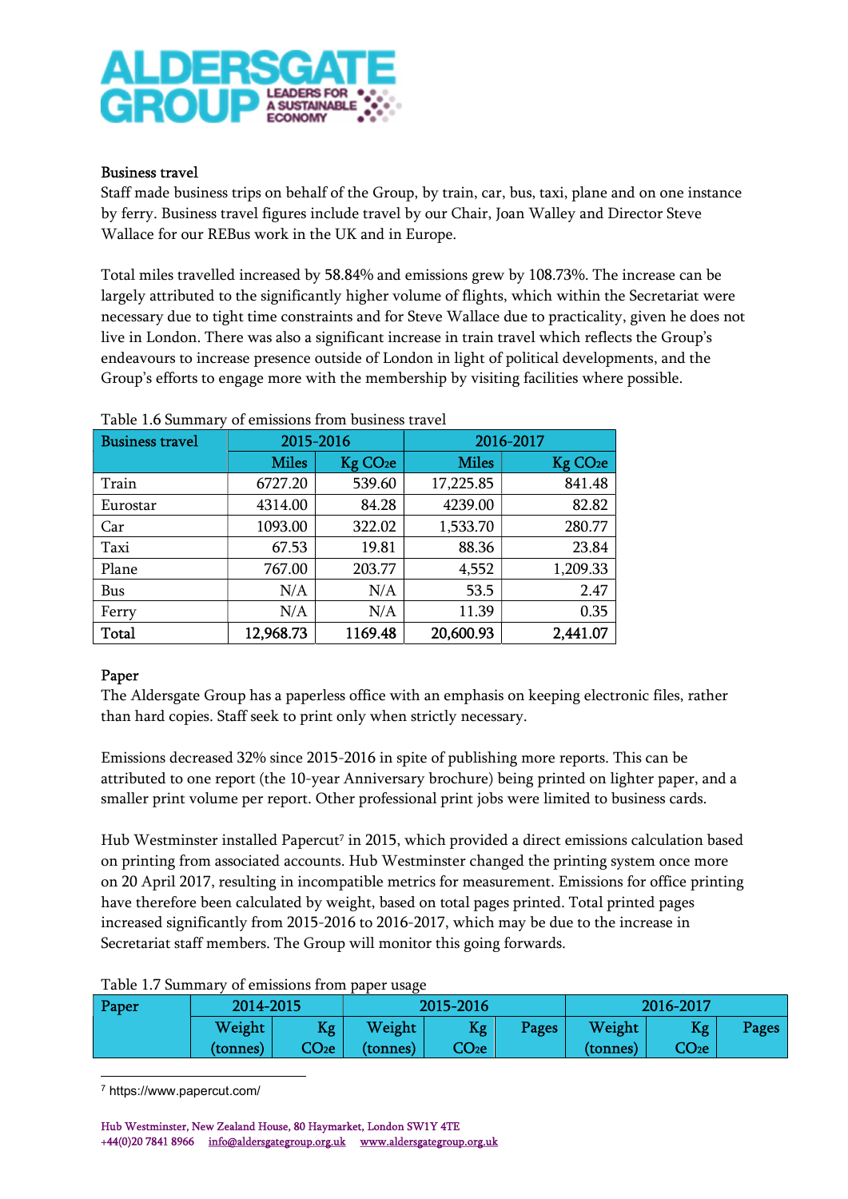## Business travel

Staff made business trips on behalf of the Group, by train, car, bus, taxi, plane and on one instance by ferry. Business travel figures include travel by our Chair, Joan Walley and Director Steve Wallace for our REBus work in the UK and in Europe.

Total miles travelled increased by 58.84% and emissions grew by 108.73%. The increase can be largely attributed to the significantly higher volume of flights, which within the Secretariat were necessary due to tight time constraints and for Steve Wallace due to practicality, given he does not live in London. There was also a significant increase in train travel which reflects the Group's endeavours to increase presence outside of London in light of political developments, and the Group's efforts to engage more with the membership by visiting facilities where possible.

Table 1.6 Summary of emissions from business travel

| Business travel | 2015-2016 | | 2016-2017 | |
|---|---|---|---|---|
| | Miles | Kg $CO_2e$ | Miles | Kg $CO_2e$ |
| Train | 6727.20 | 539.60 | 17,225.85 | 841.48 |
| Eurostar | 4314.00 | 84.28 | 4239.00 | 82.82 |
| Car | 1093.00 | 322.02 | 1,533.70 | 280.77 |
| Taxi | 67.53 | 19.81 | 88.36 | 23.84 |
| Plane | 767.00 | 203.77 | 4,552 | 1,209.33 |
| Bus | N/A | N/A | 53.5 | 2.47 |
| Ferry | N/A | N/A | 11.39 | 0.35 |
| **Total** | **12,968.73** | **1169.48** | **20,600.93** | **2,441.07** |

## Paper

The Aldersgate Group has a paperless office with an emphasis on keeping electronic files, rather than hard copies. Staff seek to print only when strictly necessary.

Emissions decreased 32% since 2015-2016 in spite of publishing more reports. This can be attributed to one report (the 10-year Anniversary brochure) being printed on lighter paper, and a smaller print volume per report. Other professional print jobs were limited to business cards.

Hub Westminster installed Papercut[7] in 2015, which provided a direct emissions calculation based on printing from associated accounts. Hub Westminster changed the printing system once more on 20 April 2017, resulting in incompatible metrics for measurement. Emissions for office printing have therefore been calculated by weight, based on total pages printed. Total printed pages increased significantly from 2015-2016 to 2016-2017, which may be due to the increase in Secretariat staff members. The Group will monitor this going forwards.

Table 1.7 Summary of emissions from paper usage

| Paper | 2014-2015 | | 2015-2016 | | | 2016-2017 | | |
|---|---|---|---|---|---|---|---|---|
| | Weight (tonnes) | Kg $CO_2e$ | Weight (tonnes) | Kg $CO_2e$ | Pages | Weight (tonnes) | Kg $CO_2e$ | Pages |

[7] https://www.papercut.com/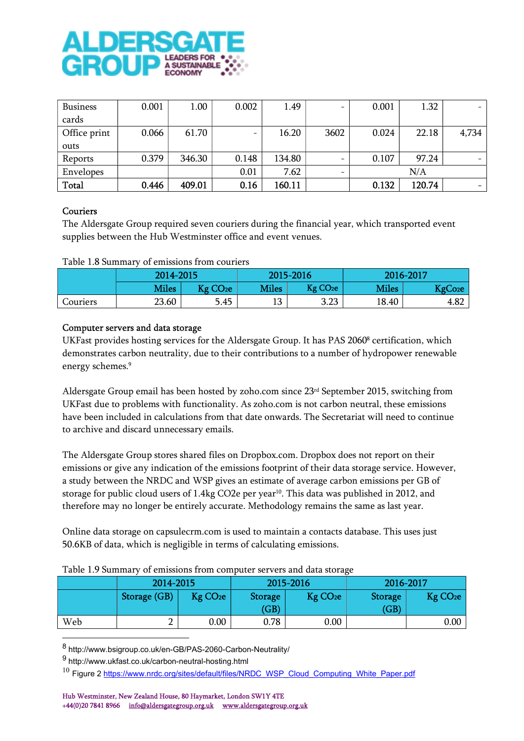| | | | | | | | | |
|---|---|---|---|---|---|---|---|---|
| Business cards | 0.001 | 1.00 | 0.002 | 1.49 | - | 0.001 | 1.32 | - |
| Office print outs | 0.066 | 61.70 | - | 16.20 | 3602 | 0.024 | 22.18 | 4,734 |
| Reports | 0.379 | 346.30 | 0.148 | 134.80 | - | 0.107 | 97.24 | - |
| Envelopes | | | 0.01 | 7.62 | - | N/A | | |
| **Total** | **0.446** | **409.01** | **0.16** | **160.11** | | **0.132** | **120.74** | - |

### Couriers

The Aldersgate Group required seven couriers during the financial year, which transported event supplies between the Hub Westminster office and event venues.

Table 1.8 Summary of emissions from couriers

| | 2014-2015 | | 2015-2016 | | 2016-2017 | |
|---|---|---|---|---|---|---|
| | Miles | Kg $CO_2e$ | Miles | Kg $CO_2e$ | Miles | Kg$Co_2e$ |
| Couriers | 23.60 | 5.45 | 13 | 3.23 | 18.40 | 4.82 |

### Computer servers and data storage

UKFast provides hosting services for the Aldersgate Group. It has PAS 2060[8] certification, which demonstrates carbon neutrality, due to their contributions to a number of hydropower renewable energy schemes.[9]

Aldersgate Group email has been hosted by zoho.com since 23rd September 2015, switching from UKFast due to problems with functionality. As zoho.com is not carbon neutral, these emissions have been included in calculations from that date onwards. The Secretariat will need to continue to archive and discard unnecessary emails.

The Aldersgate Group stores shared files on Dropbox.com. Dropbox does not report on their emissions or give any indication of the emissions footprint of their data storage service. However, a study between the NRDC and WSP gives an estimate of average carbon emissions per GB of storage for public cloud users of 1.4kg CO2e per year[10]. This data was published in 2012, and therefore may no longer be entirely accurate. Methodology remains the same as last year.

Online data storage on capsulecrm.com is used to maintain a contacts database. This uses just 50.6KB of data, which is negligible in terms of calculating emissions.

Table 1.9 Summary of emissions from computer servers and data storage

| | 2014-2015 | | 2015-2016 | | 2016-2017 | |
|---|---|---|---|---|---|---|
| | Storage (GB) | Kg $CO_2e$ | Storage (GB) | Kg $CO_2e$ | Storage (GB) | Kg $CO_2e$ |
| Web | 2 | 0.00 | 0.78 | 0.00 | | 0.00 |

[8] http://www.bsigroup.co.uk/en-GB/PAS-2060-Carbon-Neutrality/

[9] http://www.ukfast.co.uk/carbon-neutral-hosting.html

[10] Figure 2 https://www.nrdc.org/sites/default/files/NRDC_WSP_Cloud_Computing_White_Paper.pdf

Hub Westminster, New Zealand House, 80 Haymarket, London SW1Y 4TE
+44(0)20 7841 8966 info@aldersgategroup.org.uk www.aldersgategroup.org.uk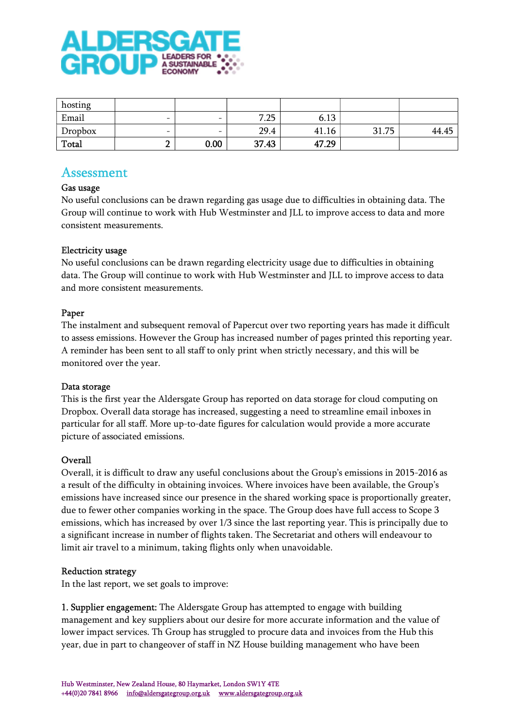| hosting | | | | | | |
|---|---|---|---|---|---|---|
| Email | - | - | 7.25 | 6.13 | | |
| Dropbox | - | - | 29.4 | 41.16 | 31.75 | 44.45 |
| **Total** | 2 | 0.00 | **37.43** | **47.29** | | |

## Assessment

Gas usage

No useful conclusions can be drawn regarding gas usage due to difficulties in obtaining data. The Group will continue to work with Hub Westminster and JLL to improve access to data and more consistent measurements.

Electricity usage

No useful conclusions can be drawn regarding electricity usage due to difficulties in obtaining data. The Group will continue to work with Hub Westminster and JLL to improve access to data and more consistent measurements.

Paper

The instalment and subsequent removal of Papercut over two reporting years has made it difficult to assess emissions. However the Group has increased number of pages printed this reporting year. A reminder has been sent to all staff to only print when strictly necessary, and this will be monitored over the year.

Data storage

This is the first year the Aldersgate Group has reported on data storage for cloud computing on Dropbox. Overall data storage has increased, suggesting a need to streamline email inboxes in particular for all staff. More up-to-date figures for calculation would provide a more accurate picture of associated emissions.

Overall

Overall, it is difficult to draw any useful conclusions about the Group's emissions in 2015-2016 as a result of the difficulty in obtaining invoices. Where invoices have been available, the Group's emissions have increased since our presence in the shared working space is proportionally greater, due to fewer other companies working in the space. The Group does have full access to Scope 3 emissions, which has increased by over 1/3 since the last reporting year. This is principally due to a significant increase in number of flights taken. The Secretariat and others will endeavour to limit air travel to a minimum, taking flights only when unavoidable.

Reduction strategy

In the last report, we set goals to improve:

1. Supplier engagement: The Aldersgate Group has attempted to engage with building management and key suppliers about our desire for more accurate information and the value of lower impact services. Th Group has struggled to procure data and invoices from the Hub this year, due in part to changeover of staff in NZ House building management who have been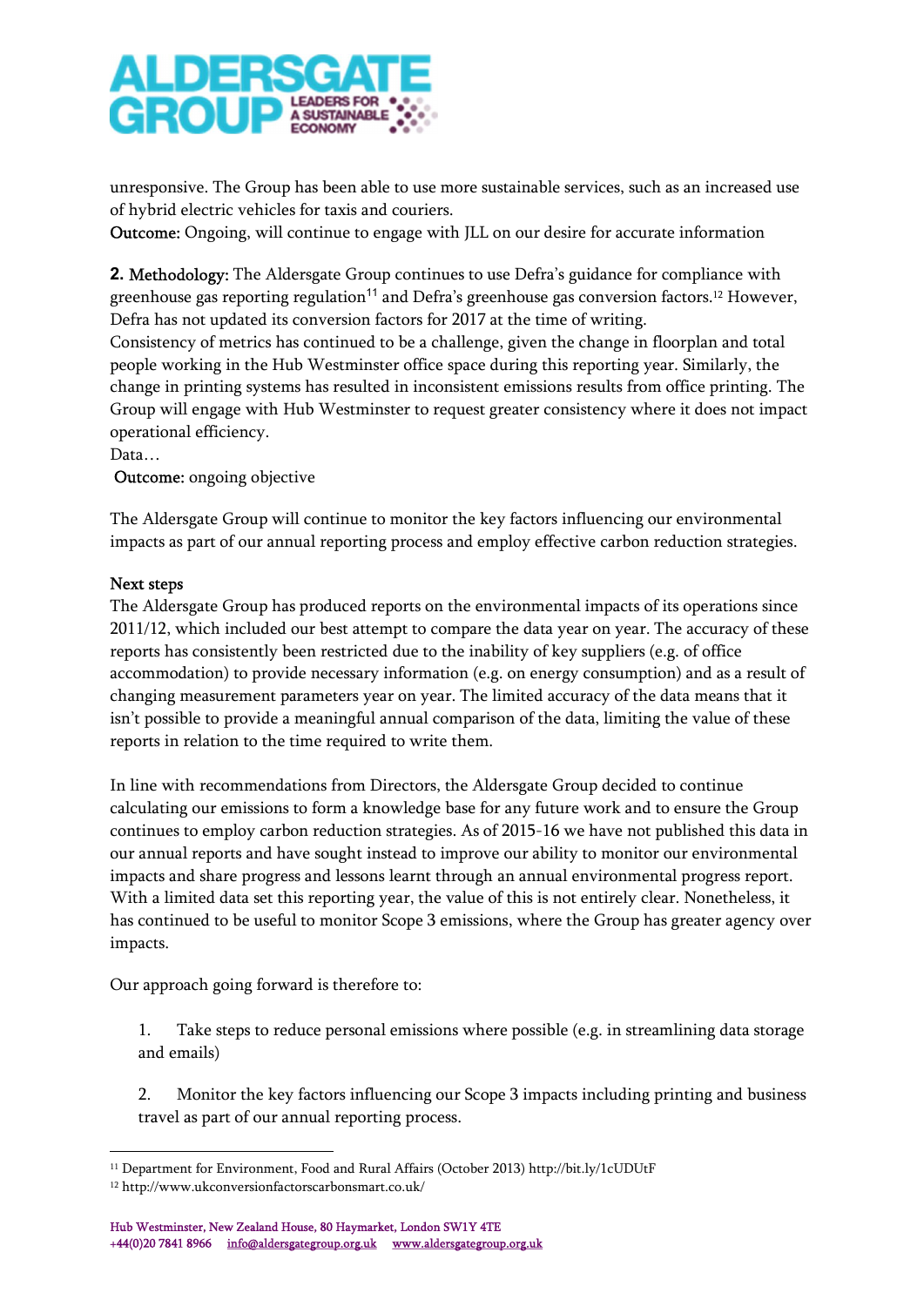unresponsive. The Group has been able to use more sustainable services, such as an increased use of hybrid electric vehicles for taxis and couriers.
**Outcome:** Ongoing, will continue to engage with JLL on our desire for accurate information

**2.** **Methodology:** The Aldersgate Group continues to use Defra's guidance for compliance with greenhouse gas reporting regulation[11] and Defra's greenhouse gas conversion factors.[12] However, Defra has not updated its conversion factors for 2017 at the time of writing.
Consistency of metrics has continued to be a challenge, given the change in floorplan and total people working in the Hub Westminster office space during this reporting year. Similarly, the change in printing systems has resulted in inconsistent emissions results from office printing. The Group will engage with Hub Westminster to request greater consistency where it does not impact operational efficiency.
Data…
**Outcome:** ongoing objective

The Aldersgate Group will continue to monitor the key factors influencing our environmental impacts as part of our annual reporting process and employ effective carbon reduction strategies.

**Next steps**

The Aldersgate Group has produced reports on the environmental impacts of its operations since 2011/12, which included our best attempt to compare the data year on year. The accuracy of these reports has consistently been restricted due to the inability of key suppliers (e.g. of office accommodation) to provide necessary information (e.g. on energy consumption) and as a result of changing measurement parameters year on year. The limited accuracy of the data means that it isn't possible to provide a meaningful annual comparison of the data, limiting the value of these reports in relation to the time required to write them.

In line with recommendations from Directors, the Aldersgate Group decided to continue calculating our emissions to form a knowledge base for any future work and to ensure the Group continues to employ carbon reduction strategies. As of 2015-16 we have not published this data in our annual reports and have sought instead to improve our ability to monitor our environmental impacts and share progress and lessons learnt through an annual environmental progress report. With a limited data set this reporting year, the value of this is not entirely clear. Nonetheless, it has continued to be useful to monitor Scope 3 emissions, where the Group has greater agency over impacts.

Our approach going forward is therefore to:

1. Take steps to reduce personal emissions where possible (e.g. in streamlining data storage and emails)

2. Monitor the key factors influencing our Scope 3 impacts including printing and business travel as part of our annual reporting process.

---

[11] Department for Environment, Food and Rural Affairs (October 2013) http://bit.ly/1cUDUtF

[12] http://www.ukconversionfactorscarbonsmart.co.uk/